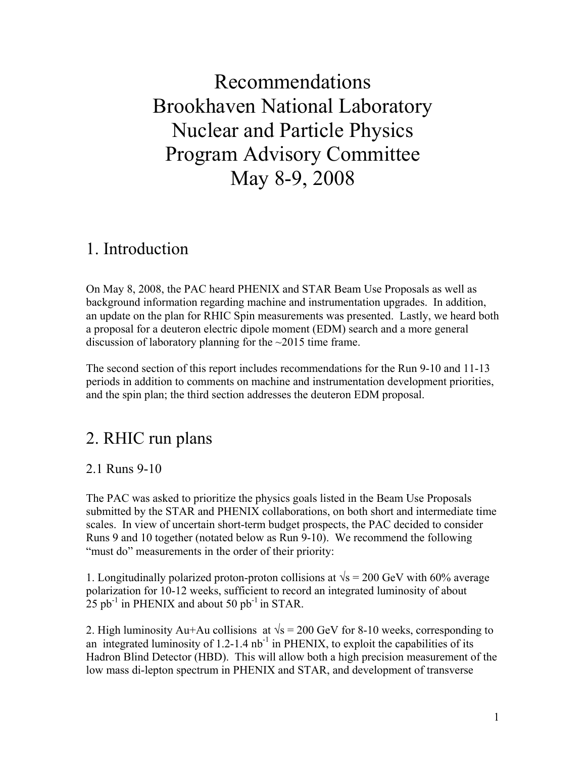# Recommendations
# Brookhaven National Laboratory
# Nuclear and Particle Physics
# Program Advisory Committee
# May 8-9, 2008

## 1. Introduction

On May 8, 2008, the PAC heard PHENIX and STAR Beam Use Proposals as well as background information regarding machine and instrumentation upgrades. In addition, an update on the plan for RHIC Spin measurements was presented. Lastly, we heard both a proposal for a deuteron electric dipole moment (EDM) search and a more general discussion of laboratory planning for the ~2015 time frame.

The second section of this report includes recommendations for the Run 9-10 and 11-13 periods in addition to comments on machine and instrumentation development priorities, and the spin plan; the third section addresses the deuteron EDM proposal.

## 2. RHIC run plans

### 2.1 Runs 9-10

The PAC was asked to prioritize the physics goals listed in the Beam Use Proposals submitted by the STAR and PHENIX collaborations, on both short and intermediate time scales. In view of uncertain short-term budget prospects, the PAC decided to consider Runs 9 and 10 together (notated below as Run 9-10). We recommend the following "must do" measurements in the order of their priority:

1. Longitudinally polarized proton-proton collisions at $\sqrt{s}$ = 200 GeV with 60% average polarization for 10-12 weeks, sufficient to record an integrated luminosity of about 25 $pb^{-1}$ in PHENIX and about 50 $pb^{-1}$ in STAR.

2. High luminosity Au+Au collisions at $\sqrt{s}$ = 200 GeV for 8-10 weeks, corresponding to an integrated luminosity of 1.2-1.4 $nb^{-1}$ in PHENIX, to exploit the capabilities of its Hadron Blind Detector (HBD). This will allow both a high precision measurement of the low mass di-lepton spectrum in PHENIX and STAR, and development of transverse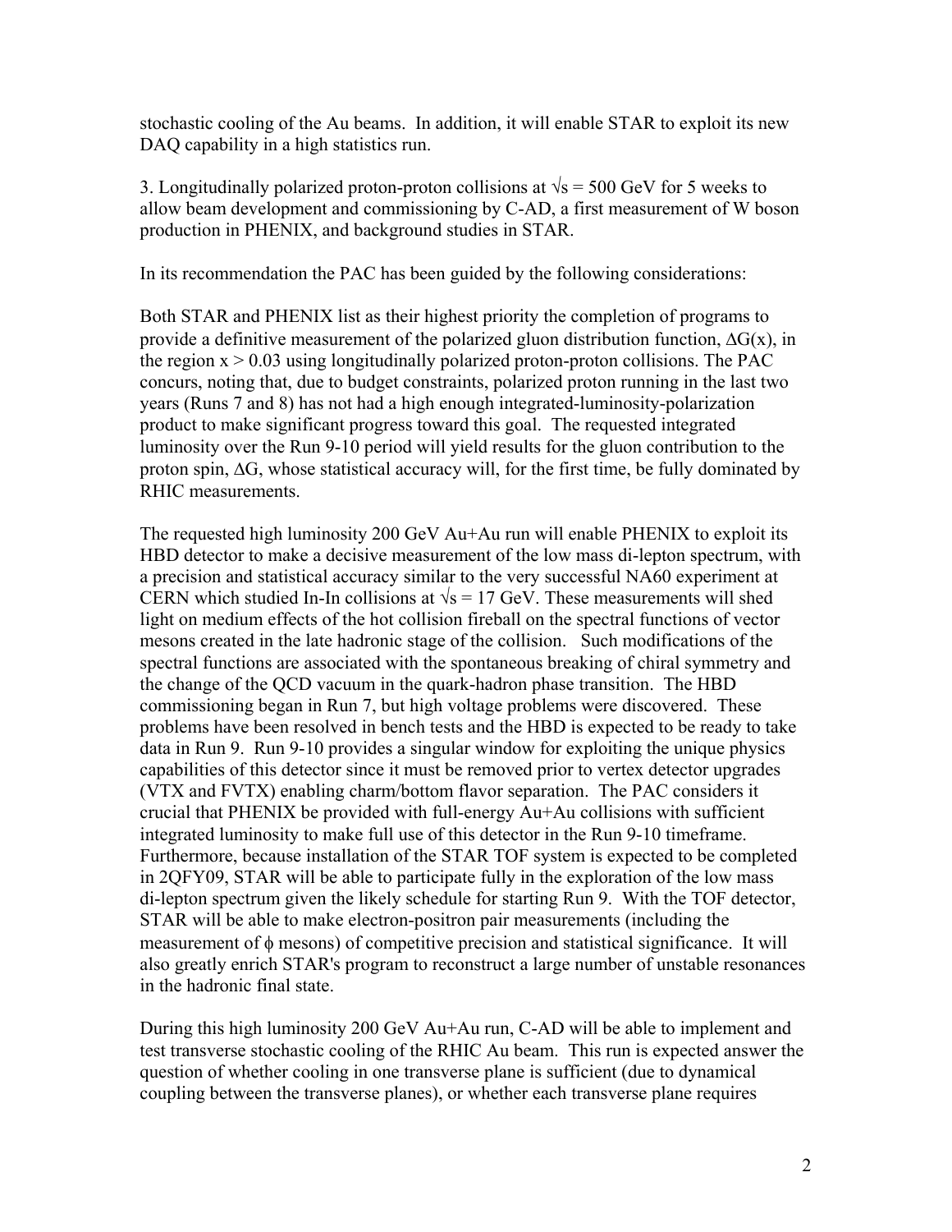stochastic cooling of the Au beams. In addition, it will enable STAR to exploit its new DAQ capability in a high statistics run.

3. Longitudinally polarized proton-proton collisions at $\sqrt{s} = 500$ GeV for 5 weeks to allow beam development and commissioning by C-AD, a first measurement of W boson production in PHENIX, and background studies in STAR.

In its recommendation the PAC has been guided by the following considerations:

Both STAR and PHENIX list as their highest priority the completion of programs to provide a definitive measurement of the polarized gluon distribution function, $\Delta G(x)$, in the region $x > 0.03$ using longitudinally polarized proton-proton collisions. The PAC concurs, noting that, due to budget constraints, polarized proton running in the last two years (Runs 7 and 8) has not had a high enough integrated-luminosity-polarization product to make significant progress toward this goal. The requested integrated luminosity over the Run 9-10 period will yield results for the gluon contribution to the proton spin, $\Delta G$, whose statistical accuracy will, for the first time, be fully dominated by RHIC measurements.

The requested high luminosity 200 GeV Au+Au run will enable PHENIX to exploit its HBD detector to make a decisive measurement of the low mass di-lepton spectrum, with a precision and statistical accuracy similar to the very successful NA60 experiment at CERN which studied In-In collisions at $\sqrt{s} = 17$ GeV. These measurements will shed light on medium effects of the hot collision fireball on the spectral functions of vector mesons created in the late hadronic stage of the collision. Such modifications of the spectral functions are associated with the spontaneous breaking of chiral symmetry and the change of the QCD vacuum in the quark-hadron phase transition. The HBD commissioning began in Run 7, but high voltage problems were discovered. These problems have been resolved in bench tests and the HBD is expected to be ready to take data in Run 9. Run 9-10 provides a singular window for exploiting the unique physics capabilities of this detector since it must be removed prior to vertex detector upgrades (VTX and FVTX) enabling charm/bottom flavor separation. The PAC considers it crucial that PHENIX be provided with full-energy Au+Au collisions with sufficient integrated luminosity to make full use of this detector in the Run 9-10 timeframe. Furthermore, because installation of the STAR TOF system is expected to be completed in 2QFY09, STAR will be able to participate fully in the exploration of the low mass di-lepton spectrum given the likely schedule for starting Run 9. With the TOF detector, STAR will be able to make electron-positron pair measurements (including the measurement of $\phi$ mesons) of competitive precision and statistical significance. It will also greatly enrich STAR's program to reconstruct a large number of unstable resonances in the hadronic final state.

During this high luminosity 200 GeV Au+Au run, C-AD will be able to implement and test transverse stochastic cooling of the RHIC Au beam. This run is expected answer the question of whether cooling in one transverse plane is sufficient (due to dynamical coupling between the transverse planes), or whether each transverse plane requires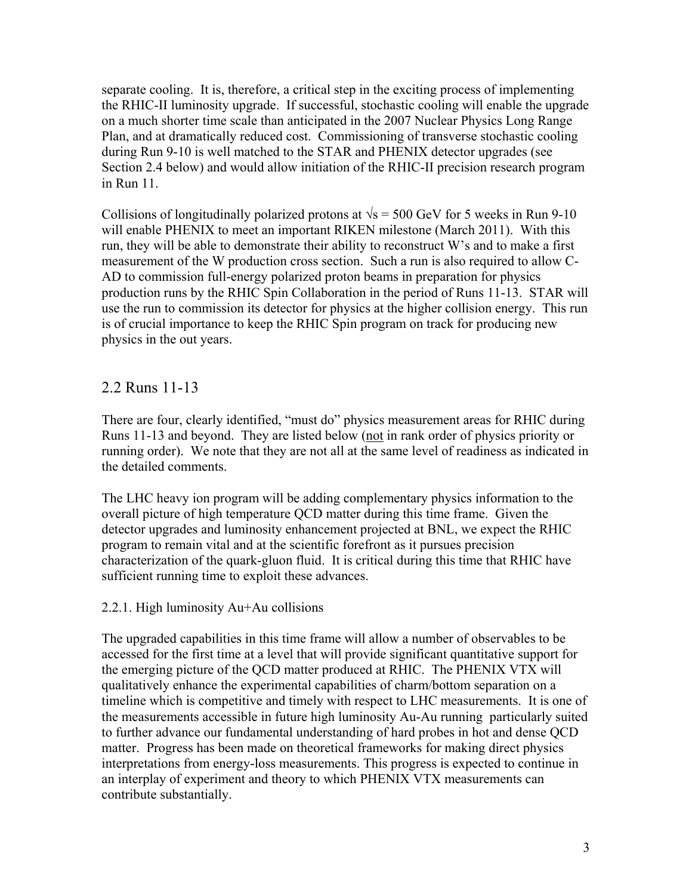separate cooling. It is, therefore, a critical step in the exciting process of implementing the RHIC-II luminosity upgrade. If successful, stochastic cooling will enable the upgrade on a much shorter time scale than anticipated in the 2007 Nuclear Physics Long Range Plan, and at dramatically reduced cost. Commissioning of transverse stochastic cooling during Run 9-10 is well matched to the STAR and PHENIX detector upgrades (see Section 2.4 below) and would allow initiation of the RHIC-II precision research program in Run 11.

Collisions of longitudinally polarized protons at $\sqrt{s} = 500$ GeV for 5 weeks in Run 9-10 will enable PHENIX to meet an important RIKEN milestone (March 2011). With this run, they will be able to demonstrate their ability to reconstruct W's and to make a first measurement of the W production cross section. Such a run is also required to allow C-AD to commission full-energy polarized proton beams in preparation for physics production runs by the RHIC Spin Collaboration in the period of Runs 11-13. STAR will use the run to commission its detector for physics at the higher collision energy. This run is of crucial importance to keep the RHIC Spin program on track for producing new physics in the out years.

## 2.2 Runs 11-13

There are four, clearly identified, "must do" physics measurement areas for RHIC during Runs 11-13 and beyond. They are listed below (not in rank order of physics priority or running order). We note that they are not all at the same level of readiness as indicated in the detailed comments.

The LHC heavy ion program will be adding complementary physics information to the overall picture of high temperature QCD matter during this time frame. Given the detector upgrades and luminosity enhancement projected at BNL, we expect the RHIC program to remain vital and at the scientific forefront as it pursues precision characterization of the quark-gluon fluid. It is critical during this time that RHIC have sufficient running time to exploit these advances.

### 2.2.1. High luminosity Au+Au collisions

The upgraded capabilities in this time frame will allow a number of observables to be accessed for the first time at a level that will provide significant quantitative support for the emerging picture of the QCD matter produced at RHIC. The PHENIX VTX will qualitatively enhance the experimental capabilities of charm/bottom separation on a timeline which is competitive and timely with respect to LHC measurements. It is one of the measurements accessible in future high luminosity Au-Au running particularly suited to further advance our fundamental understanding of hard probes in hot and dense QCD matter. Progress has been made on theoretical frameworks for making direct physics interpretations from energy-loss measurements. This progress is expected to continue in an interplay of experiment and theory to which PHENIX VTX measurements can contribute substantially.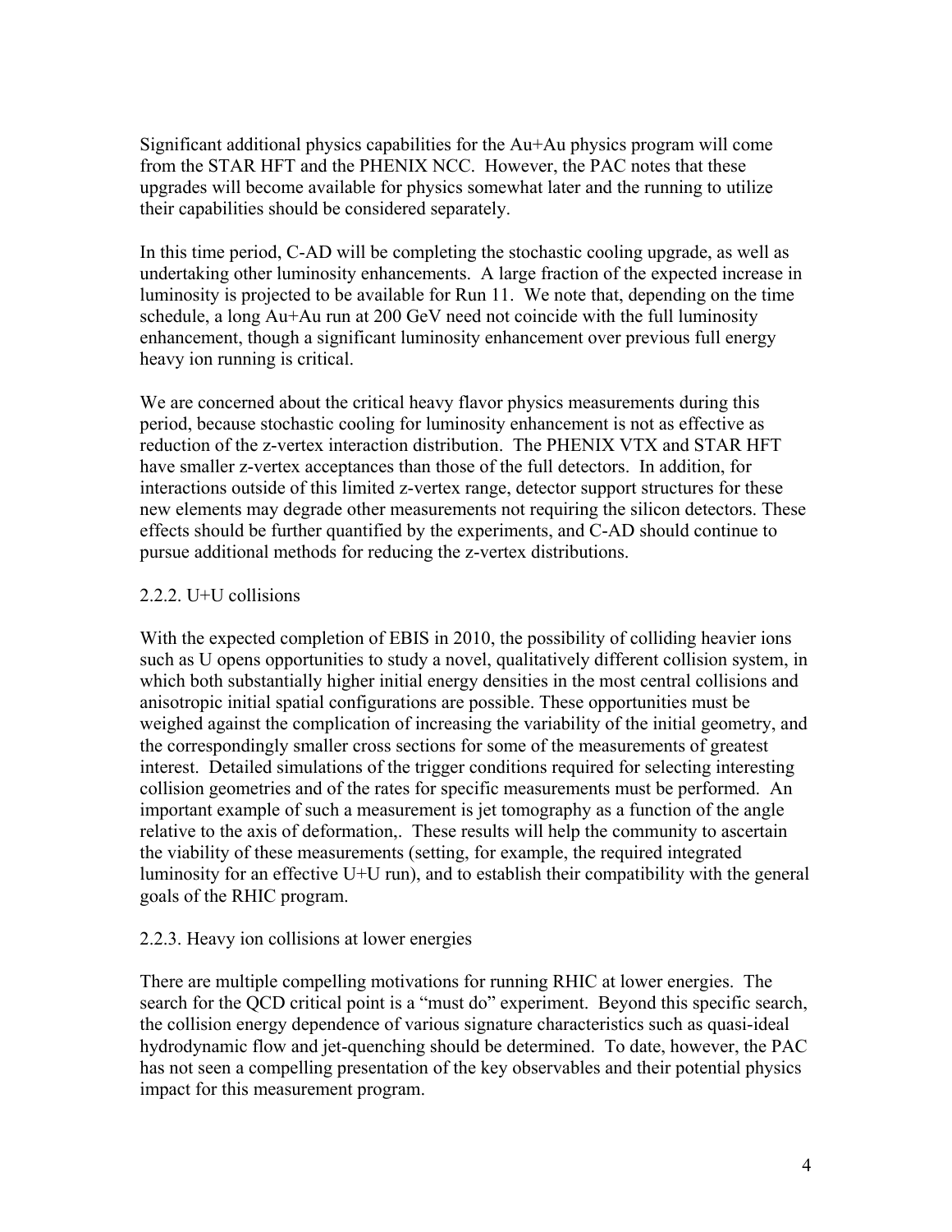Significant additional physics capabilities for the Au+Au physics program will come from the STAR HFT and the PHENIX NCC. However, the PAC notes that these upgrades will become available for physics somewhat later and the running to utilize their capabilities should be considered separately.

In this time period, C-AD will be completing the stochastic cooling upgrade, as well as undertaking other luminosity enhancements. A large fraction of the expected increase in luminosity is projected to be available for Run 11. We note that, depending on the time schedule, a long Au+Au run at 200 GeV need not coincide with the full luminosity enhancement, though a significant luminosity enhancement over previous full energy heavy ion running is critical.

We are concerned about the critical heavy flavor physics measurements during this period, because stochastic cooling for luminosity enhancement is not as effective as reduction of the z-vertex interaction distribution. The PHENIX VTX and STAR HFT have smaller z-vertex acceptances than those of the full detectors. In addition, for interactions outside of this limited z-vertex range, detector support structures for these new elements may degrade other measurements not requiring the silicon detectors. These effects should be further quantified by the experiments, and C-AD should continue to pursue additional methods for reducing the z-vertex distributions.

### 2.2.2. U+U collisions

With the expected completion of EBIS in 2010, the possibility of colliding heavier ions such as U opens opportunities to study a novel, qualitatively different collision system, in which both substantially higher initial energy densities in the most central collisions and anisotropic initial spatial configurations are possible. These opportunities must be weighed against the complication of increasing the variability of the initial geometry, and the correspondingly smaller cross sections for some of the measurements of greatest interest. Detailed simulations of the trigger conditions required for selecting interesting collision geometries and of the rates for specific measurements must be performed. An important example of such a measurement is jet tomography as a function of the angle relative to the axis of deformation,. These results will help the community to ascertain the viability of these measurements (setting, for example, the required integrated luminosity for an effective U+U run), and to establish their compatibility with the general goals of the RHIC program.

### 2.2.3. Heavy ion collisions at lower energies

There are multiple compelling motivations for running RHIC at lower energies. The search for the QCD critical point is a "must do" experiment. Beyond this specific search, the collision energy dependence of various signature characteristics such as quasi-ideal hydrodynamic flow and jet-quenching should be determined. To date, however, the PAC has not seen a compelling presentation of the key observables and their potential physics impact for this measurement program.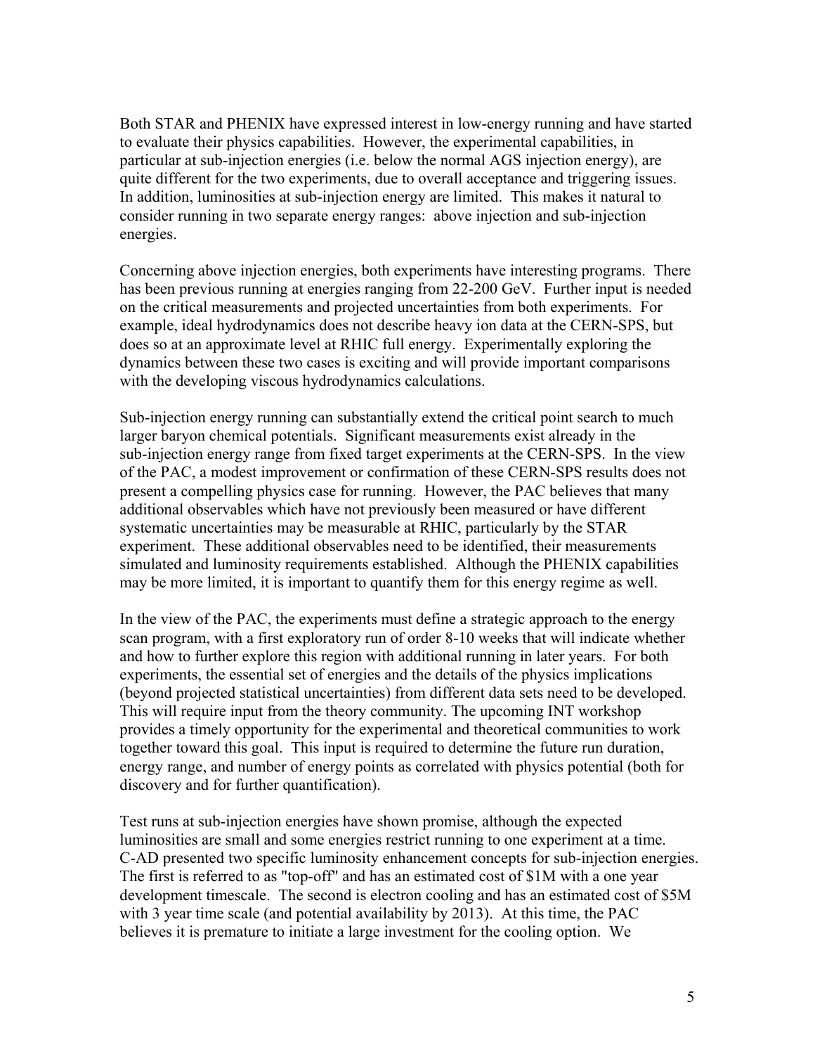Both STAR and PHENIX have expressed interest in low-energy running and have started to evaluate their physics capabilities. However, the experimental capabilities, in particular at sub-injection energies (i.e. below the normal AGS injection energy), are quite different for the two experiments, due to overall acceptance and triggering issues. In addition, luminosities at sub-injection energy are limited. This makes it natural to consider running in two separate energy ranges: above injection and sub-injection energies.

Concerning above injection energies, both experiments have interesting programs. There has been previous running at energies ranging from 22-200 GeV. Further input is needed on the critical measurements and projected uncertainties from both experiments. For example, ideal hydrodynamics does not describe heavy ion data at the CERN-SPS, but does so at an approximate level at RHIC full energy. Experimentally exploring the dynamics between these two cases is exciting and will provide important comparisons with the developing viscous hydrodynamics calculations.

Sub-injection energy running can substantially extend the critical point search to much larger baryon chemical potentials. Significant measurements exist already in the sub-injection energy range from fixed target experiments at the CERN-SPS. In the view of the PAC, a modest improvement or confirmation of these CERN-SPS results does not present a compelling physics case for running. However, the PAC believes that many additional observables which have not previously been measured or have different systematic uncertainties may be measurable at RHIC, particularly by the STAR experiment. These additional observables need to be identified, their measurements simulated and luminosity requirements established. Although the PHENIX capabilities may be more limited, it is important to quantify them for this energy regime as well.

In the view of the PAC, the experiments must define a strategic approach to the energy scan program, with a first exploratory run of order 8-10 weeks that will indicate whether and how to further explore this region with additional running in later years. For both experiments, the essential set of energies and the details of the physics implications (beyond projected statistical uncertainties) from different data sets need to be developed. This will require input from the theory community. The upcoming INT workshop provides a timely opportunity for the experimental and theoretical communities to work together toward this goal. This input is required to determine the future run duration, energy range, and number of energy points as correlated with physics potential (both for discovery and for further quantification).

Test runs at sub-injection energies have shown promise, although the expected luminosities are small and some energies restrict running to one experiment at a time. C-AD presented two specific luminosity enhancement concepts for sub-injection energies. The first is referred to as "top-off" and has an estimated cost of $1M with a one year development timescale. The second is electron cooling and has an estimated cost of $5M with 3 year time scale (and potential availability by 2013). At this time, the PAC believes it is premature to initiate a large investment for the cooling option. We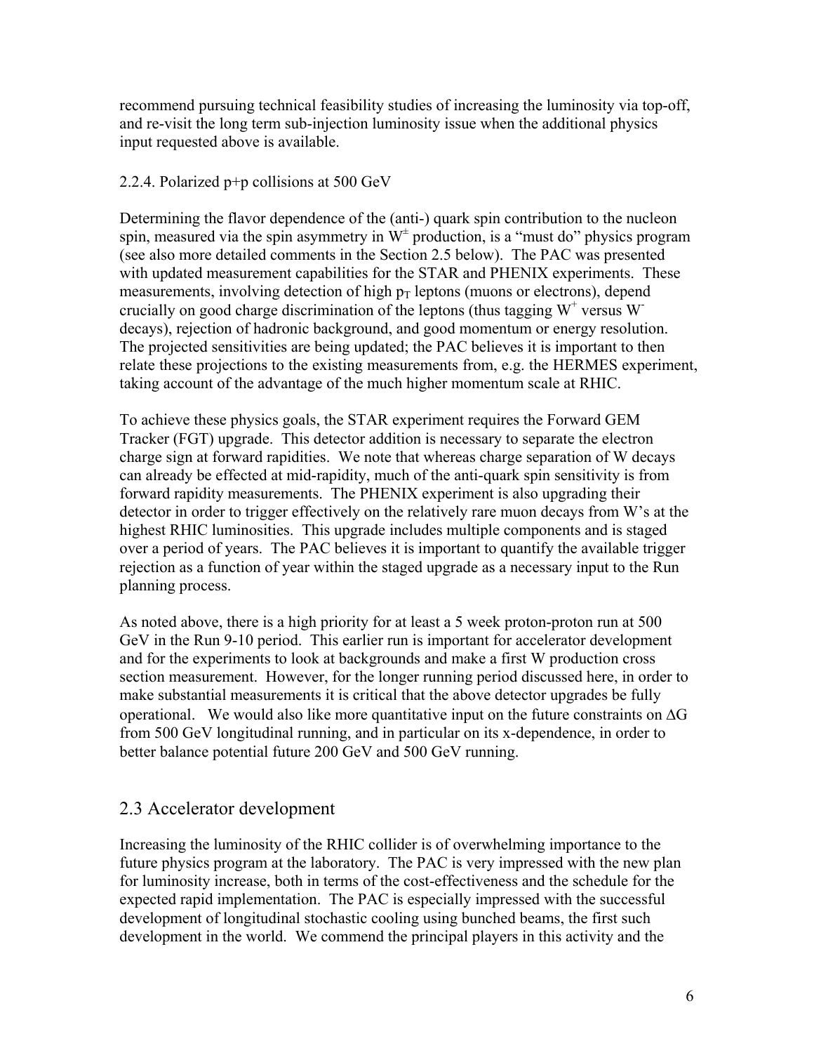recommend pursuing technical feasibility studies of increasing the luminosity via top-off, and re-visit the long term sub-injection luminosity issue when the additional physics input requested above is available.

2.2.4. Polarized p+p collisions at 500 GeV

Determining the flavor dependence of the (anti-) quark spin contribution to the nucleon spin, measured via the spin asymmetry in $W^{\pm}$ production, is a "must do" physics program (see also more detailed comments in the Section 2.5 below). The PAC was presented with updated measurement capabilities for the STAR and PHENIX experiments. These measurements, involving detection of high $p_T$ leptons (muons or electrons), depend crucially on good charge discrimination of the leptons (thus tagging $W^+$ versus $W^-$ decays), rejection of hadronic background, and good momentum or energy resolution. The projected sensitivities are being updated; the PAC believes it is important to then relate these projections to the existing measurements from, e.g. the HERMES experiment, taking account of the advantage of the much higher momentum scale at RHIC.

To achieve these physics goals, the STAR experiment requires the Forward GEM Tracker (FGT) upgrade. This detector addition is necessary to separate the electron charge sign at forward rapidities. We note that whereas charge separation of W decays can already be effected at mid-rapidity, much of the anti-quark spin sensitivity is from forward rapidity measurements. The PHENIX experiment is also upgrading their detector in order to trigger effectively on the relatively rare muon decays from W's at the highest RHIC luminosities. This upgrade includes multiple components and is staged over a period of years. The PAC believes it is important to quantify the available trigger rejection as a function of year within the staged upgrade as a necessary input to the Run planning process.

As noted above, there is a high priority for at least a 5 week proton-proton run at 500 GeV in the Run 9-10 period. This earlier run is important for accelerator development and for the experiments to look at backgrounds and make a first W production cross section measurement. However, for the longer running period discussed here, in order to make substantial measurements it is critical that the above detector upgrades be fully operational. We would also like more quantitative input on the future constraints on $\Delta G$ from 500 GeV longitudinal running, and in particular on its x-dependence, in order to better balance potential future 200 GeV and 500 GeV running.

## 2.3 Accelerator development

Increasing the luminosity of the RHIC collider is of overwhelming importance to the future physics program at the laboratory. The PAC is very impressed with the new plan for luminosity increase, both in terms of the cost-effectiveness and the schedule for the expected rapid implementation. The PAC is especially impressed with the successful development of longitudinal stochastic cooling using bunched beams, the first such development in the world. We commend the principal players in this activity and the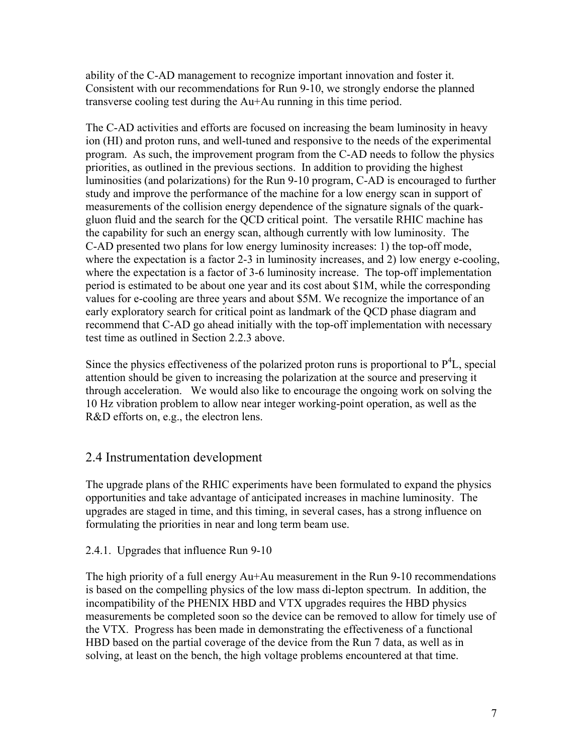ability of the C-AD management to recognize important innovation and foster it. Consistent with our recommendations for Run 9-10, we strongly endorse the planned transverse cooling test during the Au+Au running in this time period.

The C-AD activities and efforts are focused on increasing the beam luminosity in heavy ion (HI) and proton runs, and well-tuned and responsive to the needs of the experimental program. As such, the improvement program from the C-AD needs to follow the physics priorities, as outlined in the previous sections. In addition to providing the highest luminosities (and polarizations) for the Run 9-10 program, C-AD is encouraged to further study and improve the performance of the machine for a low energy scan in support of measurements of the collision energy dependence of the signature signals of the quark-gluon fluid and the search for the QCD critical point. The versatile RHIC machine has the capability for such an energy scan, although currently with low luminosity. The C-AD presented two plans for low energy luminosity increases: 1) the top-off mode, where the expectation is a factor 2-3 in luminosity increases, and 2) low energy e-cooling, where the expectation is a factor of 3-6 luminosity increase. The top-off implementation period is estimated to be about one year and its cost about \$1M, while the corresponding values for e-cooling are three years and about \$5M. We recognize the importance of an early exploratory search for critical point as landmark of the QCD phase diagram and recommend that C-AD go ahead initially with the top-off implementation with necessary test time as outlined in Section 2.2.3 above.

Since the physics effectiveness of the polarized proton runs is proportional to $P^4L$, special attention should be given to increasing the polarization at the source and preserving it through acceleration. We would also like to encourage the ongoing work on solving the 10 Hz vibration problem to allow near integer working-point operation, as well as the R&D efforts on, e.g., the electron lens.

## 2.4 Instrumentation development

The upgrade plans of the RHIC experiments have been formulated to expand the physics opportunities and take advantage of anticipated increases in machine luminosity. The upgrades are staged in time, and this timing, in several cases, has a strong influence on formulating the priorities in near and long term beam use.

### 2.4.1. Upgrades that influence Run 9-10

The high priority of a full energy Au+Au measurement in the Run 9-10 recommendations is based on the compelling physics of the low mass di-lepton spectrum. In addition, the incompatibility of the PHENIX HBD and VTX upgrades requires the HBD physics measurements be completed soon so the device can be removed to allow for timely use of the VTX. Progress has been made in demonstrating the effectiveness of a functional HBD based on the partial coverage of the device from the Run 7 data, as well as in solving, at least on the bench, the high voltage problems encountered at that time.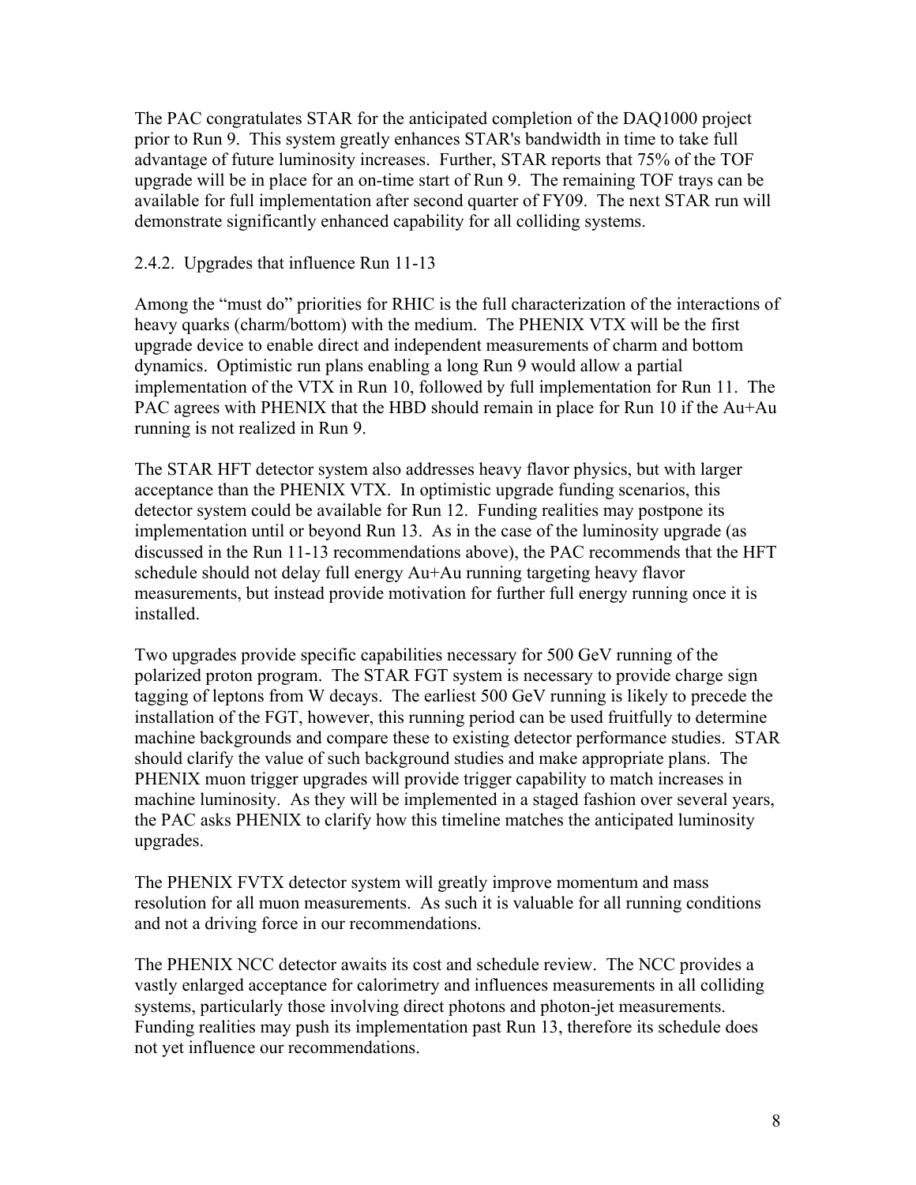The PAC congratulates STAR for the anticipated completion of the DAQ1000 project prior to Run 9. This system greatly enhances STAR's bandwidth in time to take full advantage of future luminosity increases. Further, STAR reports that 75% of the TOF upgrade will be in place for an on-time start of Run 9. The remaining TOF trays can be available for full implementation after second quarter of FY09. The next STAR run will demonstrate significantly enhanced capability for all colliding systems.

### 2.4.2. Upgrades that influence Run 11-13

Among the "must do" priorities for RHIC is the full characterization of the interactions of heavy quarks (charm/bottom) with the medium. The PHENIX VTX will be the first upgrade device to enable direct and independent measurements of charm and bottom dynamics. Optimistic run plans enabling a long Run 9 would allow a partial implementation of the VTX in Run 10, followed by full implementation for Run 11. The PAC agrees with PHENIX that the HBD should remain in place for Run 10 if the Au+Au running is not realized in Run 9.

The STAR HFT detector system also addresses heavy flavor physics, but with larger acceptance than the PHENIX VTX. In optimistic upgrade funding scenarios, this detector system could be available for Run 12. Funding realities may postpone its implementation until or beyond Run 13. As in the case of the luminosity upgrade (as discussed in the Run 11-13 recommendations above), the PAC recommends that the HFT schedule should not delay full energy Au+Au running targeting heavy flavor measurements, but instead provide motivation for further full energy running once it is installed.

Two upgrades provide specific capabilities necessary for 500 GeV running of the polarized proton program. The STAR FGT system is necessary to provide charge sign tagging of leptons from W decays. The earliest 500 GeV running is likely to precede the installation of the FGT, however, this running period can be used fruitfully to determine machine backgrounds and compare these to existing detector performance studies. STAR should clarify the value of such background studies and make appropriate plans. The PHENIX muon trigger upgrades will provide trigger capability to match increases in machine luminosity. As they will be implemented in a staged fashion over several years, the PAC asks PHENIX to clarify how this timeline matches the anticipated luminosity upgrades.

The PHENIX FVTX detector system will greatly improve momentum and mass resolution for all muon measurements. As such it is valuable for all running conditions and not a driving force in our recommendations.

The PHENIX NCC detector awaits its cost and schedule review. The NCC provides a vastly enlarged acceptance for calorimetry and influences measurements in all colliding systems, particularly those involving direct photons and photon-jet measurements. Funding realities may push its implementation past Run 13, therefore its schedule does not yet influence our recommendations.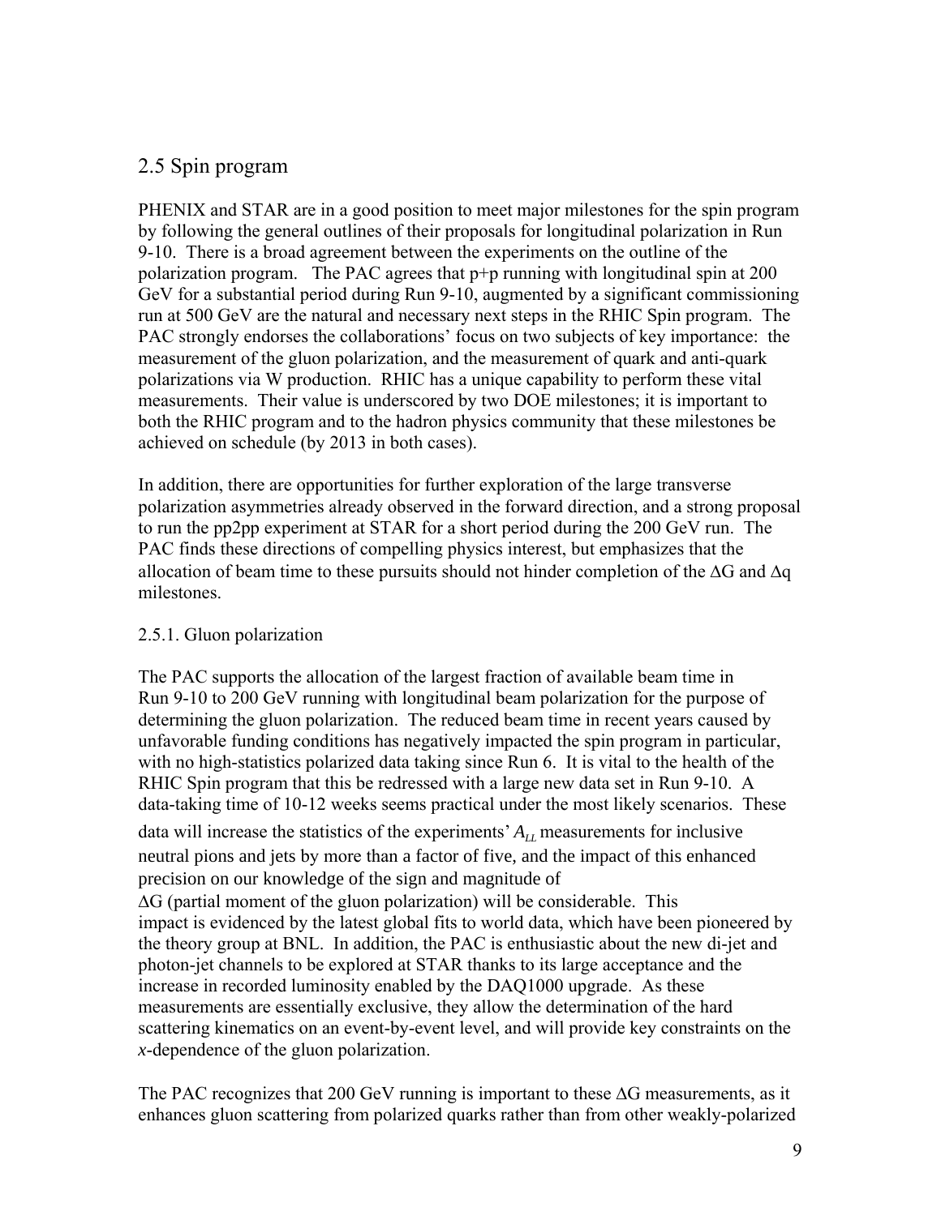## 2.5 Spin program

PHENIX and STAR are in a good position to meet major milestones for the spin program by following the general outlines of their proposals for longitudinal polarization in Run 9-10. There is a broad agreement between the experiments on the outline of the polarization program. The PAC agrees that p+p running with longitudinal spin at 200 GeV for a substantial period during Run 9-10, augmented by a significant commissioning run at 500 GeV are the natural and necessary next steps in the RHIC Spin program. The PAC strongly endorses the collaborations' focus on two subjects of key importance: the measurement of the gluon polarization, and the measurement of quark and anti-quark polarizations via W production. RHIC has a unique capability to perform these vital measurements. Their value is underscored by two DOE milestones; it is important to both the RHIC program and to the hadron physics community that these milestones be achieved on schedule (by 2013 in both cases).

In addition, there are opportunities for further exploration of the large transverse polarization asymmetries already observed in the forward direction, and a strong proposal to run the pp2pp experiment at STAR for a short period during the 200 GeV run. The PAC finds these directions of compelling physics interest, but emphasizes that the allocation of beam time to these pursuits should not hinder completion of the $\Delta G$ and $\Delta q$ milestones.

### 2.5.1. Gluon polarization

The PAC supports the allocation of the largest fraction of available beam time in Run 9-10 to 200 GeV running with longitudinal beam polarization for the purpose of determining the gluon polarization. The reduced beam time in recent years caused by unfavorable funding conditions has negatively impacted the spin program in particular, with no high-statistics polarized data taking since Run 6. It is vital to the health of the RHIC Spin program that this be redressed with a large new data set in Run 9-10. A data-taking time of 10-12 weeks seems practical under the most likely scenarios. These data will increase the statistics of the experiments' $A_{LL}$ measurements for inclusive neutral pions and jets by more than a factor of five, and the impact of this enhanced precision on our knowledge of the sign and magnitude of $\Delta G$ (partial moment of the gluon polarization) will be considerable. This impact is evidenced by the latest global fits to world data, which have been pioneered by the theory group at BNL. In addition, the PAC is enthusiastic about the new di-jet and photon-jet channels to be explored at STAR thanks to its large acceptance and the increase in recorded luminosity enabled by the DAQ1000 upgrade. As these measurements are essentially exclusive, they allow the determination of the hard scattering kinematics on an event-by-event level, and will provide key constraints on the $x$-dependence of the gluon polarization.

The PAC recognizes that 200 GeV running is important to these $\Delta G$ measurements, as it enhances gluon scattering from polarized quarks rather than from other weakly-polarized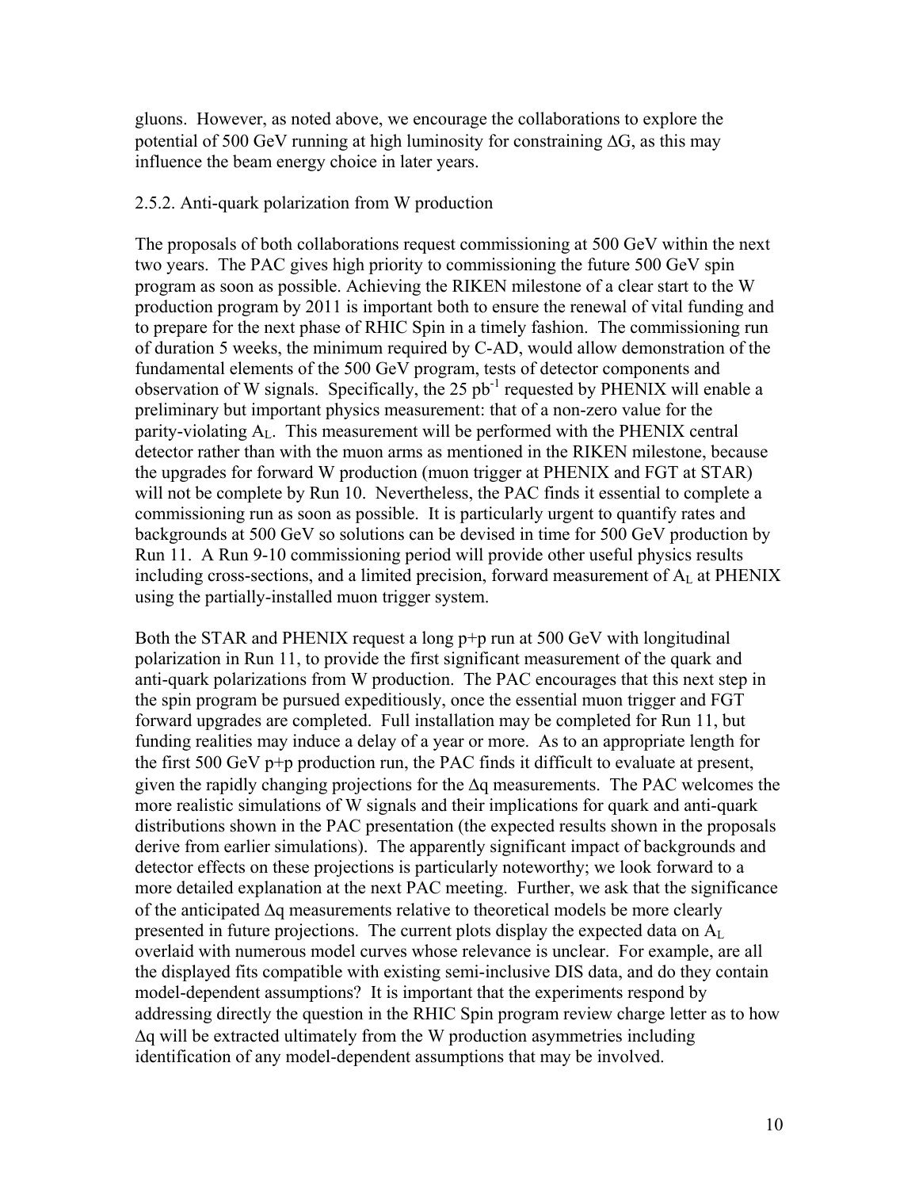gluons. However, as noted above, we encourage the collaborations to explore the potential of 500 GeV running at high luminosity for constraining $\Delta G$, as this may influence the beam energy choice in later years.

### 2.5.2. Anti-quark polarization from W production

The proposals of both collaborations request commissioning at 500 GeV within the next two years. The PAC gives high priority to commissioning the future 500 GeV spin program as soon as possible. Achieving the RIKEN milestone of a clear start to the W production program by 2011 is important both to ensure the renewal of vital funding and to prepare for the next phase of RHIC Spin in a timely fashion. The commissioning run of duration 5 weeks, the minimum required by C-AD, would allow demonstration of the fundamental elements of the 500 GeV program, tests of detector components and observation of W signals. Specifically, the 25 $pb^{-1}$ requested by PHENIX will enable a preliminary but important physics measurement: that of a non-zero value for the parity-violating $A_L$. This measurement will be performed with the PHENIX central detector rather than with the muon arms as mentioned in the RIKEN milestone, because the upgrades for forward W production (muon trigger at PHENIX and FGT at STAR) will not be complete by Run 10. Nevertheless, the PAC finds it essential to complete a commissioning run as soon as possible. It is particularly urgent to quantify rates and backgrounds at 500 GeV so solutions can be devised in time for 500 GeV production by Run 11. A Run 9-10 commissioning period will provide other useful physics results including cross-sections, and a limited precision, forward measurement of $A_L$ at PHENIX using the partially-installed muon trigger system.

Both the STAR and PHENIX request a long p+p run at 500 GeV with longitudinal polarization in Run 11, to provide the first significant measurement of the quark and anti-quark polarizations from W production. The PAC encourages that this next step in the spin program be pursued expeditiously, once the essential muon trigger and FGT forward upgrades are completed. Full installation may be completed for Run 11, but funding realities may induce a delay of a year or more. As to an appropriate length for the first 500 GeV p+p production run, the PAC finds it difficult to evaluate at present, given the rapidly changing projections for the $\Delta q$ measurements. The PAC welcomes the more realistic simulations of W signals and their implications for quark and anti-quark distributions shown in the PAC presentation (the expected results shown in the proposals derive from earlier simulations). The apparently significant impact of backgrounds and detector effects on these projections is particularly noteworthy; we look forward to a more detailed explanation at the next PAC meeting. Further, we ask that the significance of the anticipated $\Delta q$ measurements relative to theoretical models be more clearly presented in future projections. The current plots display the expected data on $A_L$ overlaid with numerous model curves whose relevance is unclear. For example, are all the displayed fits compatible with existing semi-inclusive DIS data, and do they contain model-dependent assumptions? It is important that the experiments respond by addressing directly the question in the RHIC Spin program review charge letter as to how $\Delta q$ will be extracted ultimately from the W production asymmetries including identification of any model-dependent assumptions that may be involved.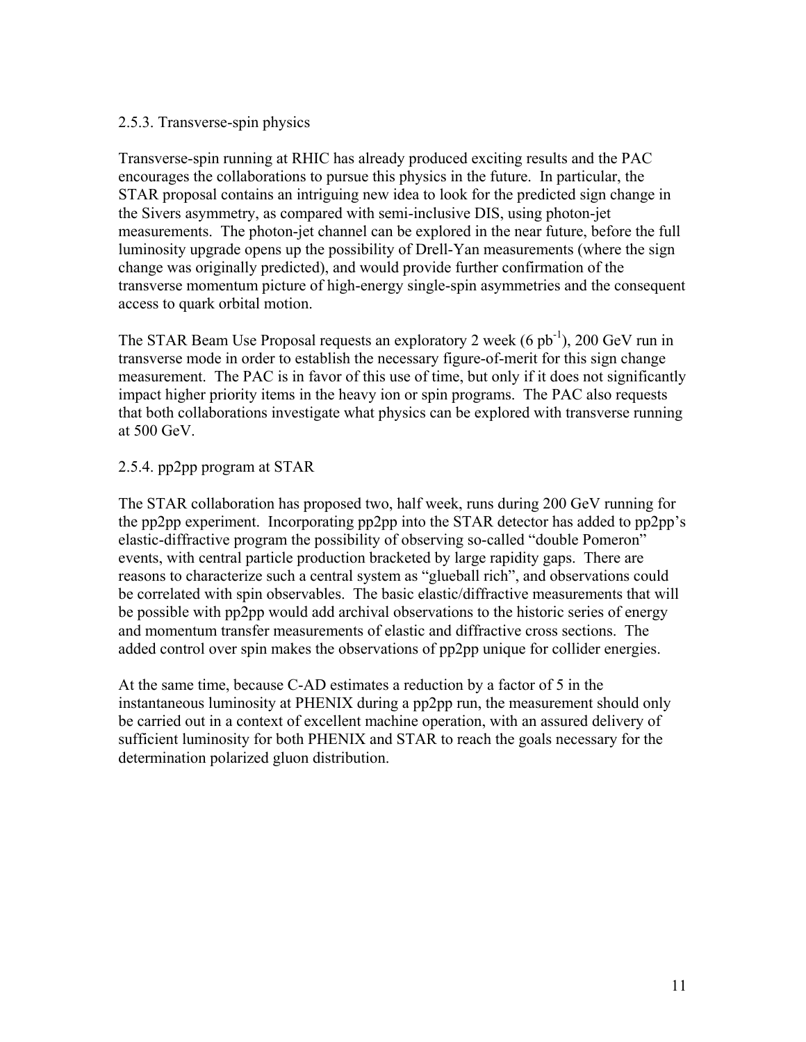### 2.5.3. Transverse-spin physics

Transverse-spin running at RHIC has already produced exciting results and the PAC encourages the collaborations to pursue this physics in the future. In particular, the STAR proposal contains an intriguing new idea to look for the predicted sign change in the Sivers asymmetry, as compared with semi-inclusive DIS, using photon-jet measurements. The photon-jet channel can be explored in the near future, before the full luminosity upgrade opens up the possibility of Drell-Yan measurements (where the sign change was originally predicted), and would provide further confirmation of the transverse momentum picture of high-energy single-spin asymmetries and the consequent access to quark orbital motion.

The STAR Beam Use Proposal requests an exploratory 2 week (6 $pb^{-1}$), 200 GeV run in transverse mode in order to establish the necessary figure-of-merit for this sign change measurement. The PAC is in favor of this use of time, but only if it does not significantly impact higher priority items in the heavy ion or spin programs. The PAC also requests that both collaborations investigate what physics can be explored with transverse running at 500 GeV.

### 2.5.4. pp2pp program at STAR

The STAR collaboration has proposed two, half week, runs during 200 GeV running for the pp2pp experiment. Incorporating pp2pp into the STAR detector has added to pp2pp's elastic-diffractive program the possibility of observing so-called "double Pomeron" events, with central particle production bracketed by large rapidity gaps. There are reasons to characterize such a central system as "glueball rich", and observations could be correlated with spin observables. The basic elastic/diffractive measurements that will be possible with pp2pp would add archival observations to the historic series of energy and momentum transfer measurements of elastic and diffractive cross sections. The added control over spin makes the observations of pp2pp unique for collider energies.

At the same time, because C-AD estimates a reduction by a factor of 5 in the instantaneous luminosity at PHENIX during a pp2pp run, the measurement should only be carried out in a context of excellent machine operation, with an assured delivery of sufficient luminosity for both PHENIX and STAR to reach the goals necessary for the determination polarized gluon distribution.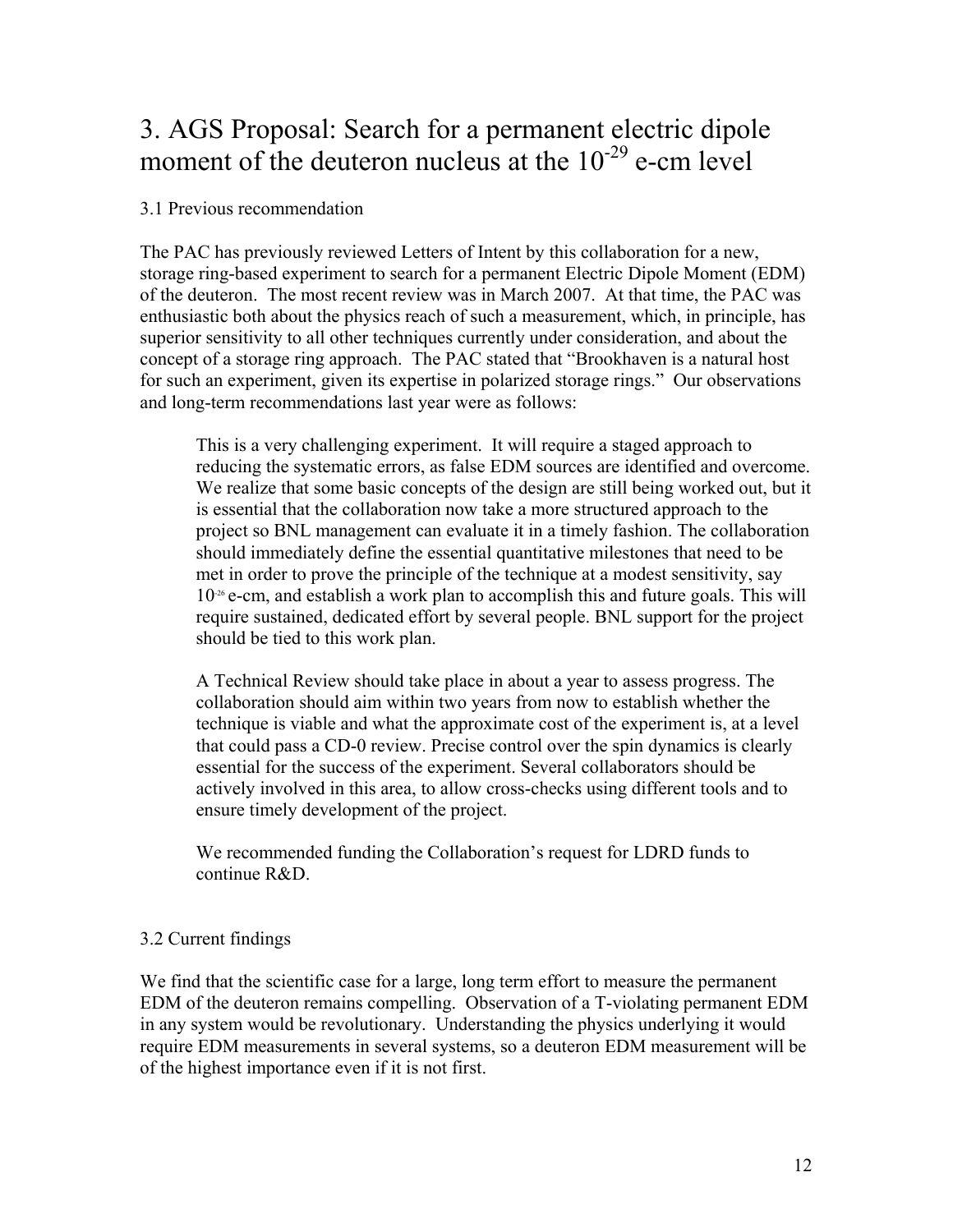# 3. AGS Proposal: Search for a permanent electric dipole moment of the deuteron nucleus at the $10^{-29}$ e-cm level

## 3.1 Previous recommendation

The PAC has previously reviewed Letters of Intent by this collaboration for a new, storage ring-based experiment to search for a permanent Electric Dipole Moment (EDM) of the deuteron. The most recent review was in March 2007. At that time, the PAC was enthusiastic both about the physics reach of such a measurement, which, in principle, has superior sensitivity to all other techniques currently under consideration, and about the concept of a storage ring approach. The PAC stated that "Brookhaven is a natural host for such an experiment, given its expertise in polarized storage rings." Our observations and long-term recommendations last year were as follows:

> This is a very challenging experiment. It will require a staged approach to reducing the systematic errors, as false EDM sources are identified and overcome. We realize that some basic concepts of the design are still being worked out, but it is essential that the collaboration now take a more structured approach to the project so BNL management can evaluate it in a timely fashion. The collaboration should immediately define the essential quantitative milestones that need to be met in order to prove the principle of the technique at a modest sensitivity, say $10^{-26}$ e-cm, and establish a work plan to accomplish this and future goals. This will require sustained, dedicated effort by several people. BNL support for the project should be tied to this work plan.
>
> A Technical Review should take place in about a year to assess progress. The collaboration should aim within two years from now to establish whether the technique is viable and what the approximate cost of the experiment is, at a level that could pass a CD-0 review. Precise control over the spin dynamics is clearly essential for the success of the experiment. Several collaborators should be actively involved in this area, to allow cross-checks using different tools and to ensure timely development of the project.
>
> We recommended funding the Collaboration's request for LDRD funds to continue R&D.

## 3.2 Current findings

We find that the scientific case for a large, long term effort to measure the permanent EDM of the deuteron remains compelling. Observation of a T-violating permanent EDM in any system would be revolutionary. Understanding the physics underlying it would require EDM measurements in several systems, so a deuteron EDM measurement will be of the highest importance even if it is not first.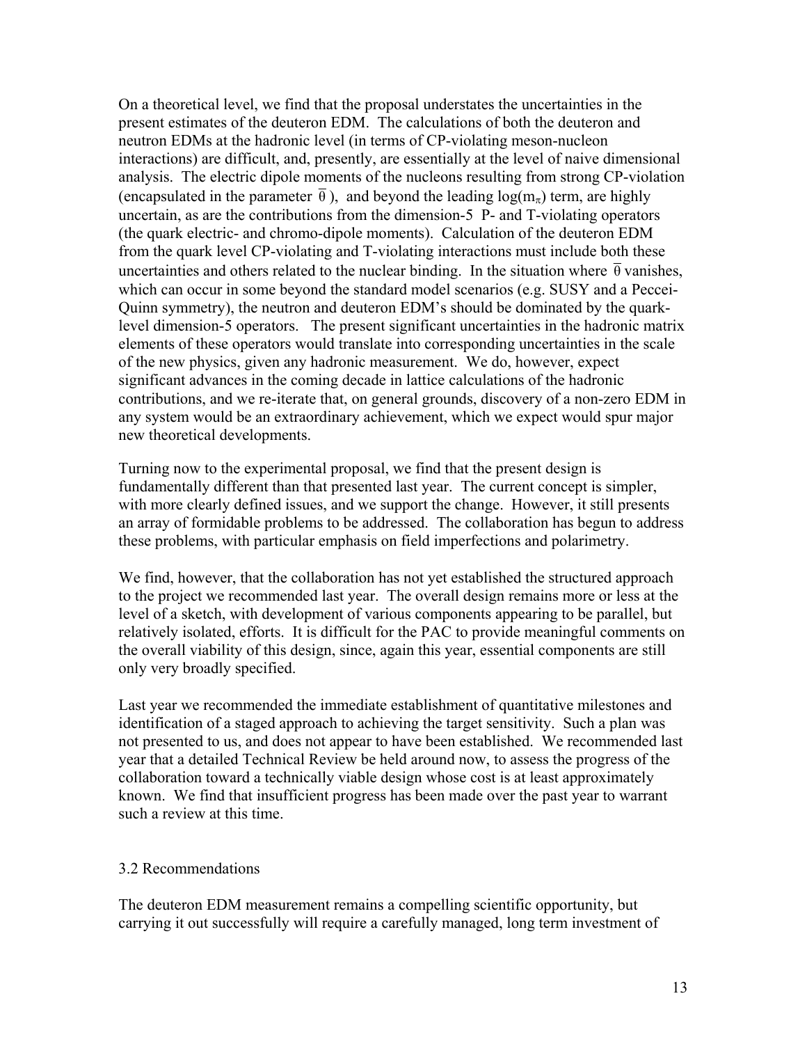On a theoretical level, we find that the proposal understates the uncertainties in the present estimates of the deuteron EDM. The calculations of both the deuteron and neutron EDMs at the hadronic level (in terms of CP-violating meson-nucleon interactions) are difficult, and, presently, are essentially at the level of naive dimensional analysis. The electric dipole moments of the nucleons resulting from strong CP-violation (encapsulated in the parameter $\overline{\theta}$), and beyond the leading $\log(m_\pi)$ term, are highly uncertain, as are the contributions from the dimension-5 P- and T-violating operators (the quark electric- and chromo-dipole moments). Calculation of the deuteron EDM from the quark level CP-violating and T-violating interactions must include both these uncertainties and others related to the nuclear binding. In the situation where $\overline{\theta}$ vanishes, which can occur in some beyond the standard model scenarios (e.g. SUSY and a Peccei-Quinn symmetry), the neutron and deuteron EDM's should be dominated by the quark-level dimension-5 operators. The present significant uncertainties in the hadronic matrix elements of these operators would translate into corresponding uncertainties in the scale of the new physics, given any hadronic measurement. We do, however, expect significant advances in the coming decade in lattice calculations of the hadronic contributions, and we re-iterate that, on general grounds, discovery of a non-zero EDM in any system would be an extraordinary achievement, which we expect would spur major new theoretical developments.

Turning now to the experimental proposal, we find that the present design is fundamentally different than that presented last year. The current concept is simpler, with more clearly defined issues, and we support the change. However, it still presents an array of formidable problems to be addressed. The collaboration has begun to address these problems, with particular emphasis on field imperfections and polarimetry.

We find, however, that the collaboration has not yet established the structured approach to the project we recommended last year. The overall design remains more or less at the level of a sketch, with development of various components appearing to be parallel, but relatively isolated, efforts. It is difficult for the PAC to provide meaningful comments on the overall viability of this design, since, again this year, essential components are still only very broadly specified.

Last year we recommended the immediate establishment of quantitative milestones and identification of a staged approach to achieving the target sensitivity. Such a plan was not presented to us, and does not appear to have been established. We recommended last year that a detailed Technical Review be held around now, to assess the progress of the collaboration toward a technically viable design whose cost is at least approximately known. We find that insufficient progress has been made over the past year to warrant such a review at this time.

### 3.2 Recommendations

The deuteron EDM measurement remains a compelling scientific opportunity, but carrying it out successfully will require a carefully managed, long term investment of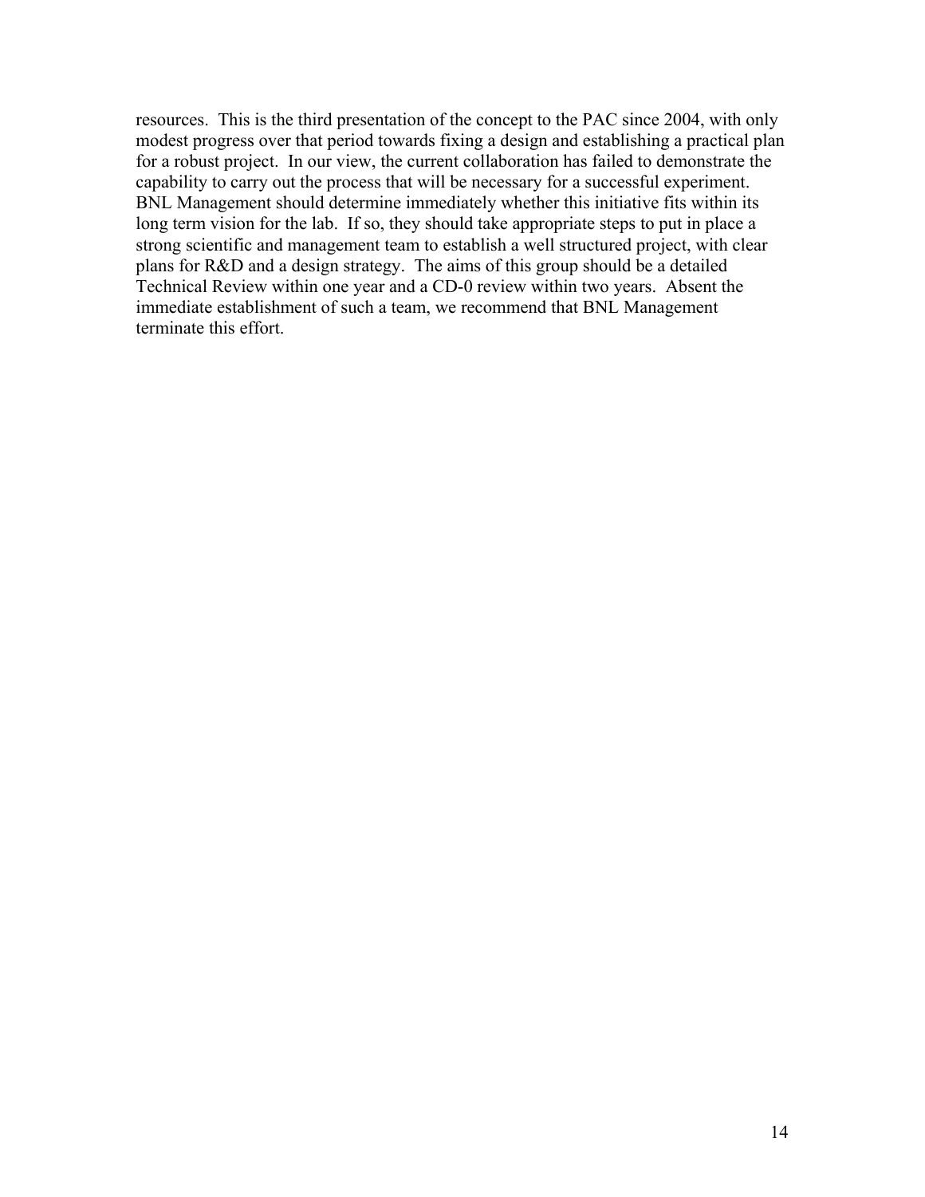resources. This is the third presentation of the concept to the PAC since 2004, with only modest progress over that period towards fixing a design and establishing a practical plan for a robust project. In our view, the current collaboration has failed to demonstrate the capability to carry out the process that will be necessary for a successful experiment. BNL Management should determine immediately whether this initiative fits within its long term vision for the lab. If so, they should take appropriate steps to put in place a strong scientific and management team to establish a well structured project, with clear plans for R&D and a design strategy. The aims of this group should be a detailed Technical Review within one year and a CD-0 review within two years. Absent the immediate establishment of such a team, we recommend that BNL Management terminate this effort.